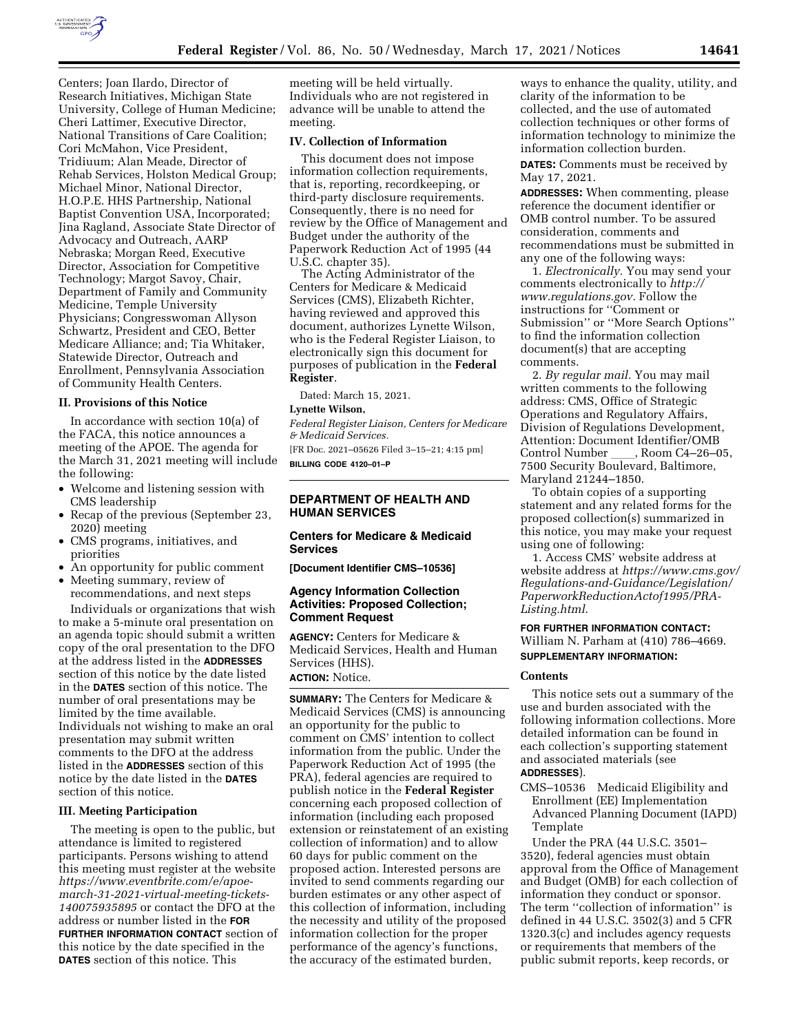Centers; Joan Ilardo, Director of Research Initiatives, Michigan State University, College of Human Medicine; Cheri Lattimer, Executive Director, National Transitions of Care Coalition; Cori McMahon, Vice President, Tridiuum; Alan Meade, Director of Rehab Services, Holston Medical Group; Michael Minor, National Director, H.O.P.E. HHS Partnership, National Baptist Convention USA, Incorporated; Jina Ragland, Associate State Director of Advocacy and Outreach, AARP Nebraska; Morgan Reed, Executive Director, Association for Competitive Technology; Margot Savoy, Chair, Department of Family and Community Medicine, Temple University Physicians; Congresswoman Allyson Schwartz, President and CEO, Better Medicare Alliance; and; Tia Whitaker, Statewide Director, Outreach and Enrollment, Pennsylvania Association of Community Health Centers.

### II. Provisions of this Notice

In accordance with section 10(a) of the FACA, this notice announces a meeting of the APOE. The agenda for the March 31, 2021 meeting will include the following:

- Welcome and listening session with CMS leadership
- Recap of the previous (September 23, 2020) meeting
- CMS programs, initiatives, and priorities
- An opportunity for public comment
- Meeting summary, review of recommendations, and next steps

Individuals or organizations that wish to make a 5-minute oral presentation on an agenda topic should submit a written copy of the oral presentation to the DFO at the address listed in the **ADDRESSES** section of this notice by the date listed in the **DATES** section of this notice. The number of oral presentations may be limited by the time available. Individuals not wishing to make an oral presentation may submit written comments to the DFO at the address listed in the **ADDRESSES** section of this notice by the date listed in the **DATES** section of this notice.

### III. Meeting Participation

The meeting is open to the public, but attendance is limited to registered participants. Persons wishing to attend this meeting must register at the website *https://www.eventbrite.com/e/apoe-march-31-2021-virtual-meeting-tickets-140075935895* or contact the DFO at the address or number listed in the **FOR FURTHER INFORMATION CONTACT** section of this notice by the date specified in the **DATES** section of this notice. This meeting will be held virtually. Individuals who are not registered in advance will be unable to attend the meeting.

### IV. Collection of Information

This document does not impose information collection requirements, that is, reporting, recordkeeping, or third-party disclosure requirements. Consequently, there is no need for review by the Office of Management and Budget under the authority of the Paperwork Reduction Act of 1995 (44 U.S.C. chapter 35).

The Acting Administrator of the Centers for Medicare & Medicaid Services (CMS), Elizabeth Richter, having reviewed and approved this document, authorizes Lynette Wilson, who is the Federal Register Liaison, to electronically sign this document for purposes of publication in the **Federal Register**.

Dated: March 15, 2021.

**Lynette Wilson,**

*Federal Register Liaison, Centers for Medicare & Medicaid Services.*

[FR Doc. 2021–05626 Filed 3–15–21; 4:15 pm]

**BILLING CODE 4120–01–P**

---

## DEPARTMENT OF HEALTH AND HUMAN SERVICES

### Centers for Medicare & Medicaid Services

**[Document Identifier CMS–10536]**

### Agency Information Collection Activities: Proposed Collection; Comment Request

**AGENCY:** Centers for Medicare & Medicaid Services, Health and Human Services (HHS).

**ACTION:** Notice.

**SUMMARY:** The Centers for Medicare & Medicaid Services (CMS) is announcing an opportunity for the public to comment on CMS' intention to collect information from the public. Under the Paperwork Reduction Act of 1995 (the PRA), federal agencies are required to publish notice in the **Federal Register** concerning each proposed collection of information (including each proposed extension or reinstatement of an existing collection of information) and to allow 60 days for public comment on the proposed action. Interested persons are invited to send comments regarding our burden estimates or any other aspect of this collection of information, including the necessity and utility of the proposed information collection for the proper performance of the agency's functions, the accuracy of the estimated burden, ways to enhance the quality, utility, and clarity of the information to be collected, and the use of automated collection techniques or other forms of information technology to minimize the information collection burden.

**DATES:** Comments must be received by May 17, 2021.

**ADDRESSES:** When commenting, please reference the document identifier or OMB control number. To be assured consideration, comments and recommendations must be submitted in any one of the following ways:

1. *Electronically.* You may send your comments electronically to *http://www.regulations.gov.* Follow the instructions for ''Comment or Submission'' or ''More Search Options'' to find the information collection document(s) that are accepting comments.

2. *By regular mail.* You may mail written comments to the following address: CMS, Office of Strategic Operations and Regulatory Affairs, Division of Regulations Development, Attention: Document Identifier/OMB Control Number \_\_\_\_, Room C4–26–05, 7500 Security Boulevard, Baltimore, Maryland 21244–1850.

To obtain copies of a supporting statement and any related forms for the proposed collection(s) summarized in this notice, you may make your request using one of following:

1. Access CMS' website address at website address at *https://www.cms.gov/Regulations-and-Guidance/Legislation/PaperworkReductionActof1995/PRA-Listing.html.*

**FOR FURTHER INFORMATION CONTACT:** William N. Parham at (410) 786–4669.

**SUPPLEMENTARY INFORMATION:**

#### Contents

This notice sets out a summary of the use and burden associated with the following information collections. More detailed information can be found in each collection's supporting statement and associated materials (see **ADDRESSES**).

CMS–10536 Medicaid Eligibility and Enrollment (EE) Implementation Advanced Planning Document (IAPD) Template

Under the PRA (44 U.S.C. 3501–3520), federal agencies must obtain approval from the Office of Management and Budget (OMB) for each collection of information they conduct or sponsor. The term ''collection of information'' is defined in 44 U.S.C. 3502(3) and 5 CFR 1320.3(c) and includes agency requests or requirements that members of the public submit reports, keep records, or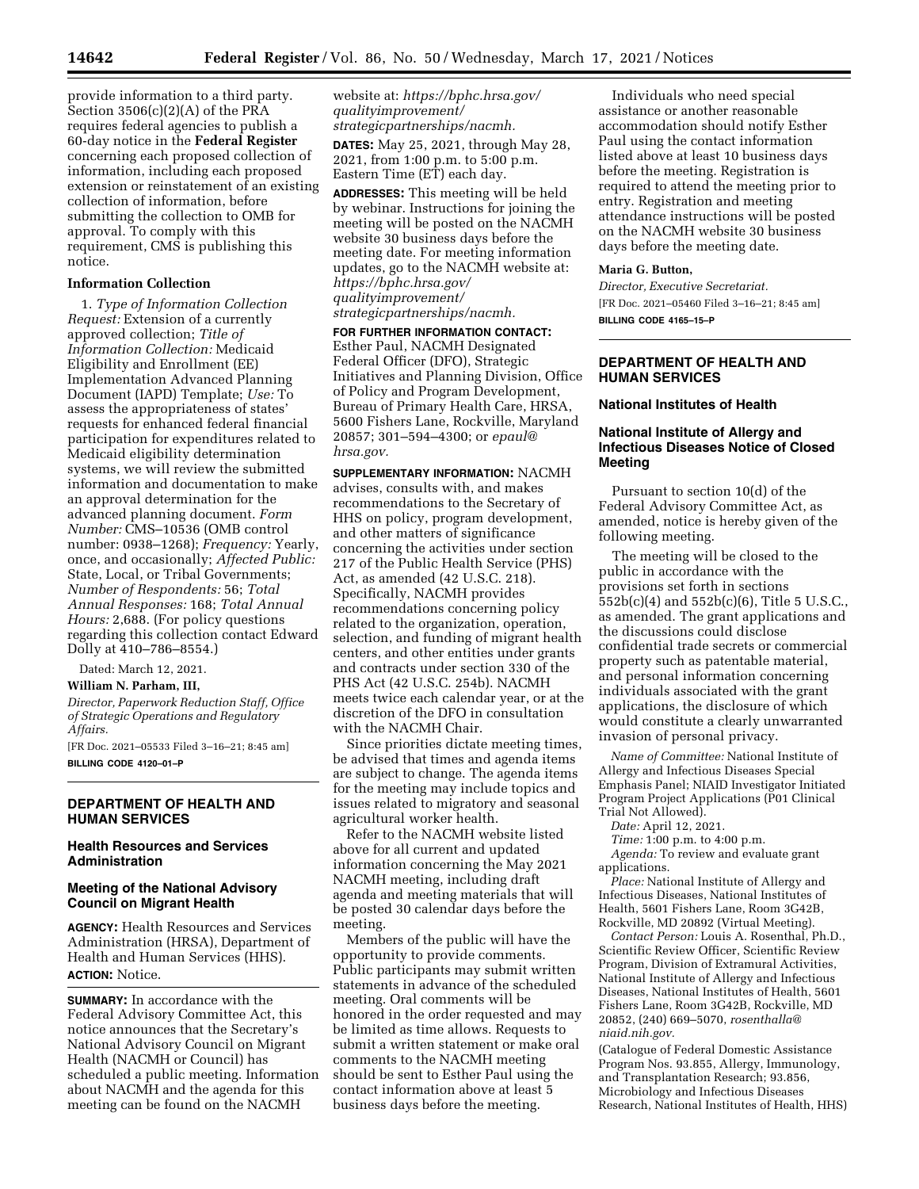provide information to a third party. Section 3506(c)(2)(A) of the PRA requires federal agencies to publish a 60-day notice in the **Federal Register** concerning each proposed collection of information, including each proposed extension or reinstatement of an existing collection of information, before submitting the collection to OMB for approval. To comply with this requirement, CMS is publishing this notice.

**Information Collection**

1. *Type of Information Collection Request:* Extension of a currently approved collection; *Title of Information Collection:* Medicaid Eligibility and Enrollment (EE) Implementation Advanced Planning Document (IAPD) Template; *Use:* To assess the appropriateness of states' requests for enhanced federal financial participation for expenditures related to Medicaid eligibility determination systems, we will review the submitted information and documentation to make an approval determination for the advanced planning document. *Form Number:* CMS–10536 (OMB control number: 0938–1268); *Frequency:* Yearly, once, and occasionally; *Affected Public:* State, Local, or Tribal Governments; *Number of Respondents:* 56; *Total Annual Responses:* 168; *Total Annual Hours:* 2,688. (For policy questions regarding this collection contact Edward Dolly at 410–786–8554.)

Dated: March 12, 2021.

**William N. Parham, III,**

*Director, Paperwork Reduction Staff, Office of Strategic Operations and Regulatory Affairs.*

[FR Doc. 2021–05533 Filed 3–16–21; 8:45 am]

**BILLING CODE 4120–01–P**

## DEPARTMENT OF HEALTH AND HUMAN SERVICES

### Health Resources and Services Administration

### Meeting of the National Advisory Council on Migrant Health

**AGENCY:** Health Resources and Services Administration (HRSA), Department of Health and Human Services (HHS).

**ACTION:** Notice.

**SUMMARY:** In accordance with the Federal Advisory Committee Act, this notice announces that the Secretary's National Advisory Council on Migrant Health (NACMH or Council) has scheduled a public meeting. Information about NACMH and the agenda for this meeting can be found on the NACMH website at: *https://bphc.hrsa.gov/qualityimprovement/strategicpartnerships/nacmh.*

**DATES:** May 25, 2021, through May 28, 2021, from 1:00 p.m. to 5:00 p.m. Eastern Time (ET) each day.

**ADDRESSES:** This meeting will be held by webinar. Instructions for joining the meeting will be posted on the NACMH website 30 business days before the meeting date. For meeting information updates, go to the NACMH website at: *https://bphc.hrsa.gov/qualityimprovement/strategicpartnerships/nacmh.*

**FOR FURTHER INFORMATION CONTACT:** Esther Paul, NACMH Designated Federal Officer (DFO), Strategic Initiatives and Planning Division, Office of Policy and Program Development, Bureau of Primary Health Care, HRSA, 5600 Fishers Lane, Rockville, Maryland 20857; 301–594–4300; or *epaul@hrsa.gov.*

**SUPPLEMENTARY INFORMATION:** NACMH advises, consults with, and makes recommendations to the Secretary of HHS on policy, program development, and other matters of significance concerning the activities under section 217 of the Public Health Service (PHS) Act, as amended (42 U.S.C. 218). Specifically, NACMH provides recommendations concerning policy related to the organization, operation, selection, and funding of migrant health centers, and other entities under grants and contracts under section 330 of the PHS Act (42 U.S.C. 254b). NACMH meets twice each calendar year, or at the discretion of the DFO in consultation with the NACMH Chair.

Since priorities dictate meeting times, be advised that times and agenda items are subject to change. The agenda items for the meeting may include topics and issues related to migratory and seasonal agricultural worker health.

Refer to the NACMH website listed above for all current and updated information concerning the May 2021 NACMH meeting, including draft agenda and meeting materials that will be posted 30 calendar days before the meeting.

Members of the public will have the opportunity to provide comments. Public participants may submit written statements in advance of the scheduled meeting. Oral comments will be honored in the order requested and may be limited as time allows. Requests to submit a written statement or make oral comments to the NACMH meeting should be sent to Esther Paul using the contact information above at least 5 business days before the meeting.

Individuals who need special assistance or another reasonable accommodation should notify Esther Paul using the contact information listed above at least 10 business days before the meeting. Registration is required to attend the meeting prior to entry. Registration and meeting attendance instructions will be posted on the NACMH website 30 business days before the meeting date.

**Maria G. Button,**

*Director, Executive Secretariat.*

[FR Doc. 2021–05460 Filed 3–16–21; 8:45 am]

**BILLING CODE 4165–15–P**

## DEPARTMENT OF HEALTH AND HUMAN SERVICES

### National Institutes of Health

### National Institute of Allergy and Infectious Diseases Notice of Closed Meeting

Pursuant to section 10(d) of the Federal Advisory Committee Act, as amended, notice is hereby given of the following meeting.

The meeting will be closed to the public in accordance with the provisions set forth in sections 552b(c)(4) and 552b(c)(6), Title 5 U.S.C., as amended. The grant applications and the discussions could disclose confidential trade secrets or commercial property such as patentable material, and personal information concerning individuals associated with the grant applications, the disclosure of which would constitute a clearly unwarranted invasion of personal privacy.

*Name of Committee:* National Institute of Allergy and Infectious Diseases Special Emphasis Panel; NIAID Investigator Initiated Program Project Applications (P01 Clinical Trial Not Allowed).

*Date:* April 12, 2021.

*Time:* 1:00 p.m. to 4:00 p.m.

*Agenda:* To review and evaluate grant applications.

*Place:* National Institute of Allergy and Infectious Diseases, National Institutes of Health, 5601 Fishers Lane, Room 3G42B, Rockville, MD 20892 (Virtual Meeting).

*Contact Person:* Louis A. Rosenthal, Ph.D., Scientific Review Officer, Scientific Review Program, Division of Extramural Activities, National Institute of Allergy and Infectious Diseases, National Institutes of Health, 5601 Fishers Lane, Room 3G42B, Rockville, MD 20852, (240) 669–5070, *rosenthalla@niaid.nih.gov.*

(Catalogue of Federal Domestic Assistance Program Nos. 93.855, Allergy, Immunology, and Transplantation Research; 93.856, Microbiology and Infectious Diseases Research, National Institutes of Health, HHS)